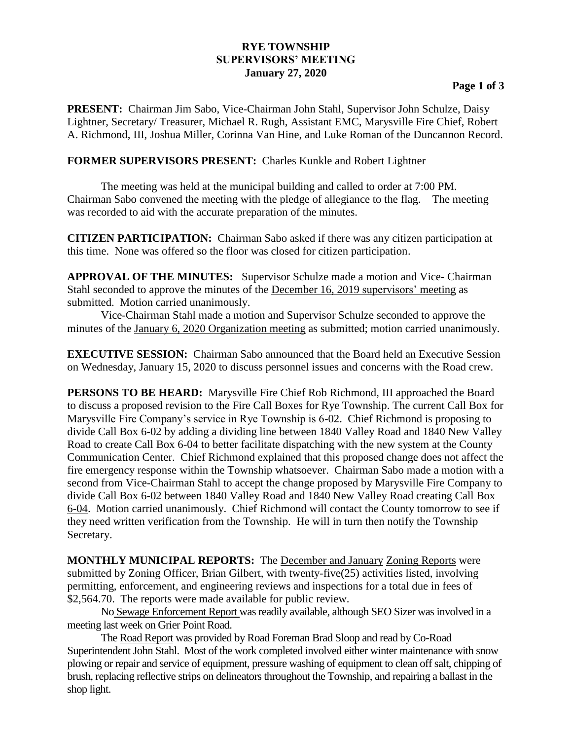**RYE TOWNSHIP**
**SUPERVISORS' MEETING**
**January 27, 2020**

**PRESENT:** Chairman Jim Sabo, Vice-Chairman John Stahl, Supervisor John Schulze, Daisy Lightner, Secretary/ Treasurer, Michael R. Rugh, Assistant EMC, Marysville Fire Chief, Robert A. Richmond, III, Joshua Miller, Corinna Van Hine, and Luke Roman of the Duncannon Record.

**FORMER SUPERVISORS PRESENT:** Charles Kunkle and Robert Lightner

The meeting was held at the municipal building and called to order at 7:00 PM. Chairman Sabo convened the meeting with the pledge of allegiance to the flag. The meeting was recorded to aid with the accurate preparation of the minutes.

**CITIZEN PARTICIPATION:** Chairman Sabo asked if there was any citizen participation at this time. None was offered so the floor was closed for citizen participation.

**APPROVAL OF THE MINUTES:** Supervisor Schulze made a motion and Vice- Chairman Stahl seconded to approve the minutes of the December 16, 2019 supervisors' meeting as submitted. Motion carried unanimously.

Vice-Chairman Stahl made a motion and Supervisor Schulze seconded to approve the minutes of the January 6, 2020 Organization meeting as submitted; motion carried unanimously.

**EXECUTIVE SESSION:** Chairman Sabo announced that the Board held an Executive Session on Wednesday, January 15, 2020 to discuss personnel issues and concerns with the Road crew.

**PERSONS TO BE HEARD:** Marysville Fire Chief Rob Richmond, III approached the Board to discuss a proposed revision to the Fire Call Boxes for Rye Township. The current Call Box for Marysville Fire Company's service in Rye Township is 6-02. Chief Richmond is proposing to divide Call Box 6-02 by adding a dividing line between 1840 Valley Road and 1840 New Valley Road to create Call Box 6-04 to better facilitate dispatching with the new system at the County Communication Center. Chief Richmond explained that this proposed change does not affect the fire emergency response within the Township whatsoever. Chairman Sabo made a motion with a second from Vice-Chairman Stahl to accept the change proposed by Marysville Fire Company to divide Call Box 6-02 between 1840 Valley Road and 1840 New Valley Road creating Call Box 6-04. Motion carried unanimously. Chief Richmond will contact the County tomorrow to see if they need written verification from the Township. He will in turn then notify the Township Secretary.

**MONTHLY MUNICIPAL REPORTS:** The December and January Zoning Reports were submitted by Zoning Officer, Brian Gilbert, with twenty-five(25) activities listed, involving permitting, enforcement, and engineering reviews and inspections for a total due in fees of $2,564.70. The reports were made available for public review.

No Sewage Enforcement Report was readily available, although SEO Sizer was involved in a meeting last week on Grier Point Road.

The Road Report was provided by Road Foreman Brad Sloop and read by Co-Road Superintendent John Stahl. Most of the work completed involved either winter maintenance with snow plowing or repair and service of equipment, pressure washing of equipment to clean off salt, chipping of brush, replacing reflective strips on delineators throughout the Township, and repairing a ballast in the shop light.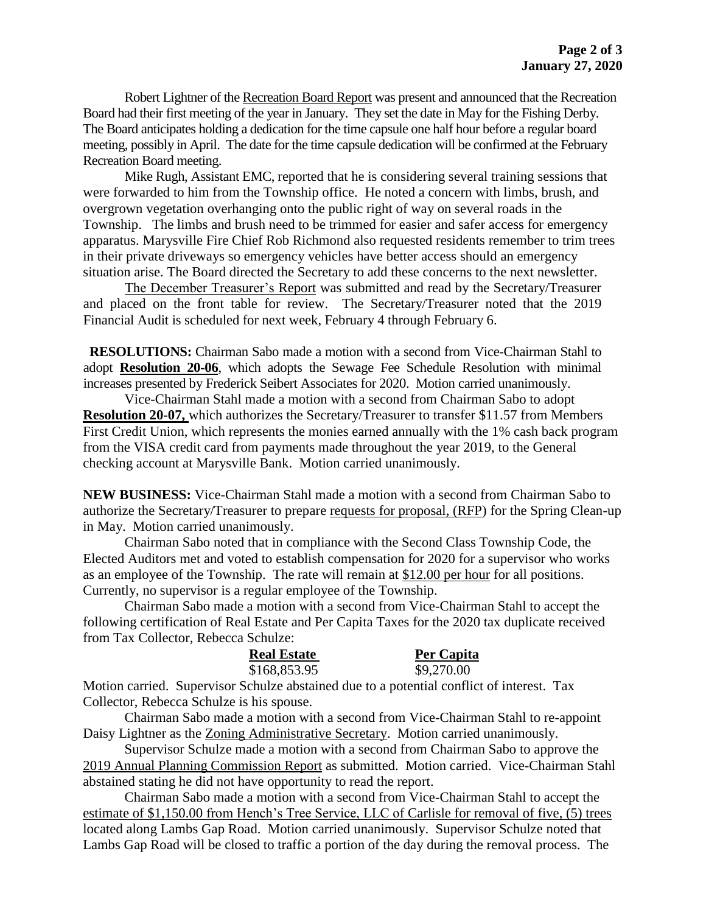Robert Lightner of the Recreation Board Report was present and announced that the Recreation Board had their first meeting of the year in January. They set the date in May for the Fishing Derby. The Board anticipates holding a dedication for the time capsule one half hour before a regular board meeting, possibly in April. The date for the time capsule dedication will be confirmed at the February Recreation Board meeting.

Mike Rugh, Assistant EMC, reported that he is considering several training sessions that were forwarded to him from the Township office. He noted a concern with limbs, brush, and overgrown vegetation overhanging onto the public right of way on several roads in the Township. The limbs and brush need to be trimmed for easier and safer access for emergency apparatus. Marysville Fire Chief Rob Richmond also requested residents remember to trim trees in their private driveways so emergency vehicles have better access should an emergency situation arise. The Board directed the Secretary to add these concerns to the next newsletter.

The December Treasurer's Report was submitted and read by the Secretary/Treasurer and placed on the front table for review. The Secretary/Treasurer noted that the 2019 Financial Audit is scheduled for next week, February 4 through February 6.

**RESOLUTIONS:** Chairman Sabo made a motion with a second from Vice-Chairman Stahl to adopt **Resolution 20-06**, which adopts the Sewage Fee Schedule Resolution with minimal increases presented by Frederick Seibert Associates for 2020. Motion carried unanimously.

Vice-Chairman Stahl made a motion with a second from Chairman Sabo to adopt **Resolution 20-07,** which authorizes the Secretary/Treasurer to transfer $11.57 from Members First Credit Union, which represents the monies earned annually with the 1% cash back program from the VISA credit card from payments made throughout the year 2019, to the General checking account at Marysville Bank. Motion carried unanimously.

**NEW BUSINESS:** Vice-Chairman Stahl made a motion with a second from Chairman Sabo to authorize the Secretary/Treasurer to prepare requests for proposal, (RFP) for the Spring Clean-up in May. Motion carried unanimously.

Chairman Sabo noted that in compliance with the Second Class Township Code, the Elected Auditors met and voted to establish compensation for 2020 for a supervisor who works as an employee of the Township. The rate will remain at $12.00 per hour for all positions. Currently, no supervisor is a regular employee of the Township.

Chairman Sabo made a motion with a second from Vice-Chairman Stahl to accept the following certification of Real Estate and Per Capita Taxes for the 2020 tax duplicate received from Tax Collector, Rebecca Schulze:

| Real Estate | Per Capita |
|---|---|
| $168,853.95 | $9,270.00 |

Motion carried. Supervisor Schulze abstained due to a potential conflict of interest. Tax Collector, Rebecca Schulze is his spouse.

Chairman Sabo made a motion with a second from Vice-Chairman Stahl to re-appoint Daisy Lightner as the Zoning Administrative Secretary. Motion carried unanimously.

Supervisor Schulze made a motion with a second from Chairman Sabo to approve the 2019 Annual Planning Commission Report as submitted. Motion carried. Vice-Chairman Stahl abstained stating he did not have opportunity to read the report.

Chairman Sabo made a motion with a second from Vice-Chairman Stahl to accept the estimate of $1,150.00 from Hench's Tree Service, LLC of Carlisle for removal of five, (5) trees located along Lambs Gap Road. Motion carried unanimously. Supervisor Schulze noted that Lambs Gap Road will be closed to traffic a portion of the day during the removal process. The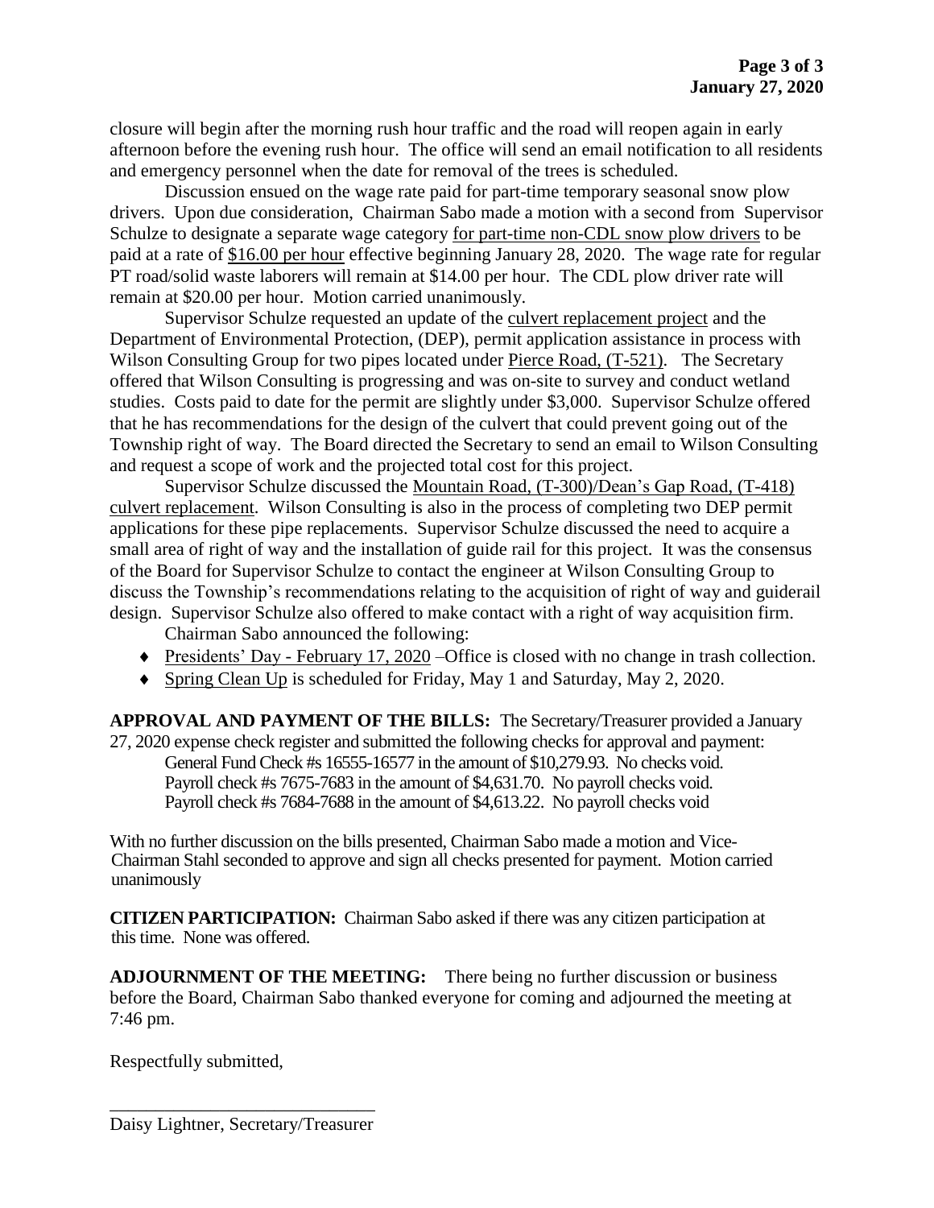closure will begin after the morning rush hour traffic and the road will reopen again in early afternoon before the evening rush hour. The office will send an email notification to all residents and emergency personnel when the date for removal of the trees is scheduled.

Discussion ensued on the wage rate paid for part-time temporary seasonal snow plow drivers. Upon due consideration, Chairman Sabo made a motion with a second from Supervisor Schulze to designate a separate wage category for part-time non-CDL snow plow drivers to be paid at a rate of $16.00 per hour effective beginning January 28, 2020. The wage rate for regular PT road/solid waste laborers will remain at $14.00 per hour. The CDL plow driver rate will remain at $20.00 per hour. Motion carried unanimously.

Supervisor Schulze requested an update of the culvert replacement project and the Department of Environmental Protection, (DEP), permit application assistance in process with Wilson Consulting Group for two pipes located under Pierce Road, (T-521). The Secretary offered that Wilson Consulting is progressing and was on-site to survey and conduct wetland studies. Costs paid to date for the permit are slightly under $3,000. Supervisor Schulze offered that he has recommendations for the design of the culvert that could prevent going out of the Township right of way. The Board directed the Secretary to send an email to Wilson Consulting and request a scope of work and the projected total cost for this project.

Supervisor Schulze discussed the Mountain Road, (T-300)/Dean's Gap Road, (T-418) culvert replacement. Wilson Consulting is also in the process of completing two DEP permit applications for these pipe replacements. Supervisor Schulze discussed the need to acquire a small area of right of way and the installation of guide rail for this project. It was the consensus of the Board for Supervisor Schulze to contact the engineer at Wilson Consulting Group to discuss the Township's recommendations relating to the acquisition of right of way and guiderail design. Supervisor Schulze also offered to make contact with a right of way acquisition firm.

Chairman Sabo announced the following:

- Presidents' Day - February 17, 2020 –Office is closed with no change in trash collection.
- Spring Clean Up is scheduled for Friday, May 1 and Saturday, May 2, 2020.

**APPROVAL AND PAYMENT OF THE BILLS:** The Secretary/Treasurer provided a January 27, 2020 expense check register and submitted the following checks for approval and payment:

General Fund Check #s 16555-16577 in the amount of $10,279.93. No checks void.
Payroll check #s 7675-7683 in the amount of $4,631.70. No payroll checks void.
Payroll check #s 7684-7688 in the amount of $4,613.22. No payroll checks void

With no further discussion on the bills presented, Chairman Sabo made a motion and Vice-Chairman Stahl seconded to approve and sign all checks presented for payment. Motion carried unanimously

**CITIZEN PARTICIPATION:** Chairman Sabo asked if there was any citizen participation at this time. None was offered.

**ADJOURNMENT OF THE MEETING:** There being no further discussion or business before the Board, Chairman Sabo thanked everyone for coming and adjourned the meeting at 7:46 pm.

Respectfully submitted,

______________________________
Daisy Lightner, Secretary/Treasurer